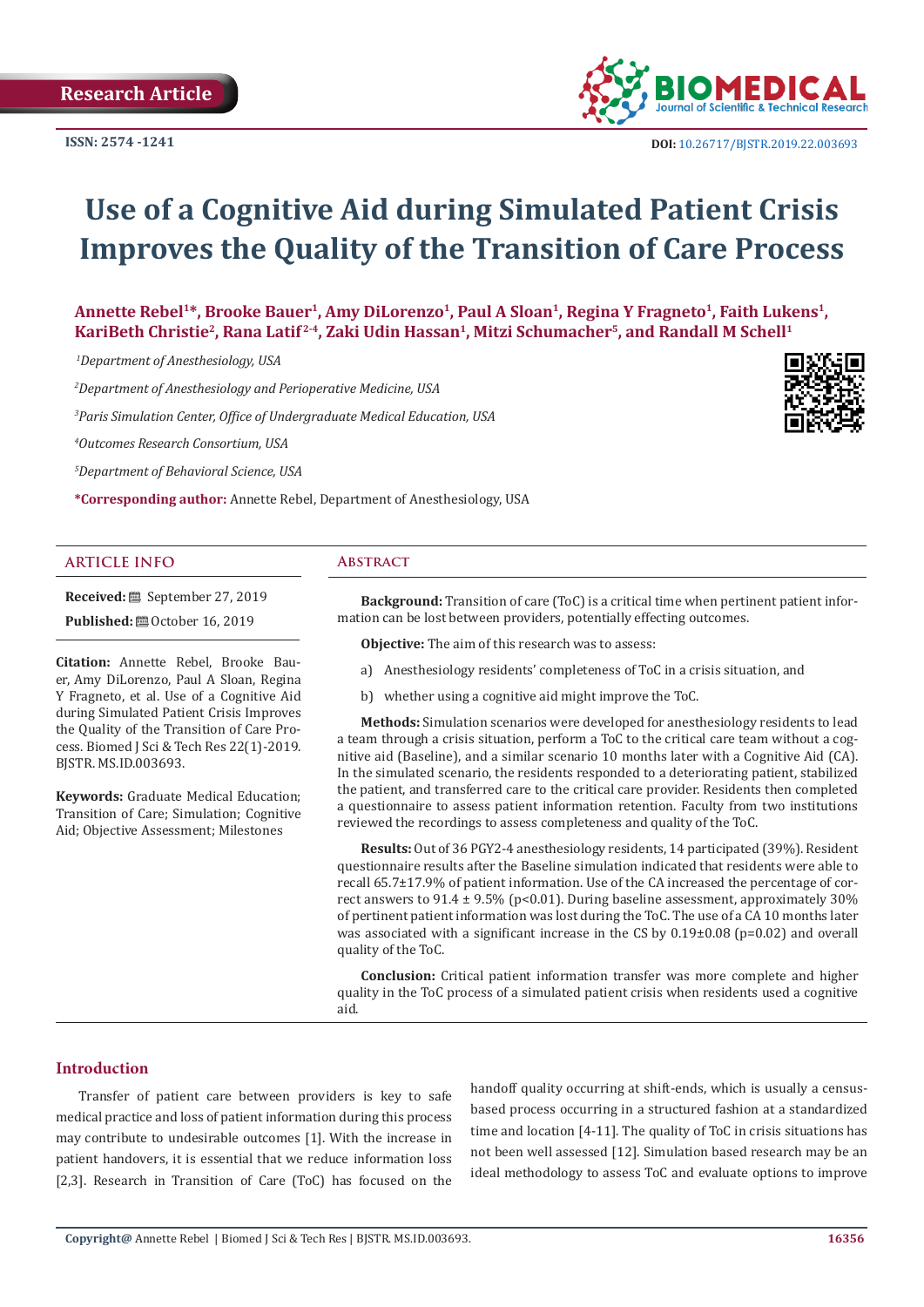Research Article

ISSN: 2574 -1241

DOI: 10.26717/BJSTR.2019.22.003693

# Use of a Cognitive Aid during Simulated Patient Crisis Improves the Quality of the Transition of Care Process

**Annette Rebel[1]*, Brooke Bauer[1], Amy DiLorenzo[1], Paul A Sloan[1], Regina Y Fragneto[1], Faith Lukens[1], KariBeth Christie[2], Rana Latif[2-4], Zaki Udin Hassan[1], Mitzi Schumacher[5], and Randall M Schell[1]**

*[1]Department of Anesthesiology, USA*

*[2]Department of Anesthesiology and Perioperative Medicine, USA*

*[3]Paris Simulation Center, Office of Undergraduate Medical Education, USA*

*[4]Outcomes Research Consortium, USA*

*[5]Department of Behavioral Science, USA*

**\*Corresponding author:** Annette Rebel, Department of Anesthesiology, USA

## ARTICLE INFO

**Received:** September 27, 2019

**Published:** October 16, 2019

**Citation:** Annette Rebel, Brooke Bauer, Amy DiLorenzo, Paul A Sloan, Regina Y Fragneto, et al. Use of a Cognitive Aid during Simulated Patient Crisis Improves the Quality of the Transition of Care Process. Biomed J Sci & Tech Res 22(1)-2019. BJSTR. MS.ID.003693.

**Keywords:** Graduate Medical Education; Transition of Care; Simulation; Cognitive Aid; Objective Assessment; Milestones

## Abstract

**Background:** Transition of care (ToC) is a critical time when pertinent patient information can be lost between providers, potentially effecting outcomes.

**Objective:** The aim of this research was to assess:

a) Anesthesiology residents' completeness of ToC in a crisis situation, and

b) whether using a cognitive aid might improve the ToC.

**Methods:** Simulation scenarios were developed for anesthesiology residents to lead a team through a crisis situation, perform a ToC to the critical care team without a cognitive aid (Baseline), and a similar scenario 10 months later with a Cognitive Aid (CA). In the simulated scenario, the residents responded to a deteriorating patient, stabilized the patient, and transferred care to the critical care provider. Residents then completed a questionnaire to assess patient information retention. Faculty from two institutions reviewed the recordings to assess completeness and quality of the ToC.

**Results:** Out of 36 PGY2-4 anesthesiology residents, 14 participated (39%). Resident questionnaire results after the Baseline simulation indicated that residents were able to recall 65.7±17.9% of patient information. Use of the CA increased the percentage of correct answers to 91.4 ± 9.5% ($p<0.01$). During baseline assessment, approximately 30% of pertinent patient information was lost during the ToC. The use of a CA 10 months later was associated with a significant increase in the CS by 0.19±0.08 ($p=0.02$) and overall quality of the ToC.

**Conclusion:** Critical patient information transfer was more complete and higher quality in the ToC process of a simulated patient crisis when residents used a cognitive aid.

## Introduction

Transfer of patient care between providers is key to safe medical practice and loss of patient information during this process may contribute to undesirable outcomes [1]. With the increase in patient handovers, it is essential that we reduce information loss [2,3]. Research in Transition of Care (ToC) has focused on the handoff quality occurring at shift-ends, which is usually a census-based process occurring in a structured fashion at a standardized time and location [4-11]. The quality of ToC in crisis situations has not been well assessed [12]. Simulation based research may be an ideal methodology to assess ToC and evaluate options to improve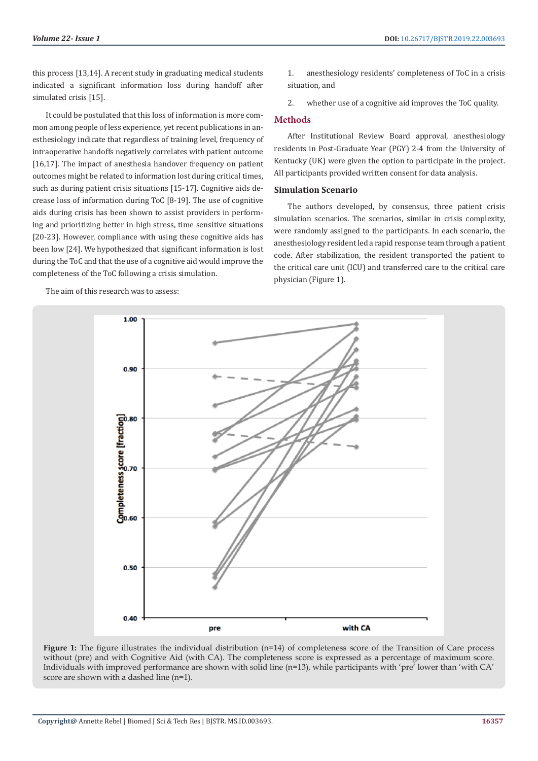this process [13,14]. A recent study in graduating medical students indicated a significant information loss during handoff after simulated crisis [15].

It could be postulated that this loss of information is more common among people of less experience, yet recent publications in anesthesiology indicate that regardless of training level, frequency of intraoperative handoffs negatively correlates with patient outcome [16,17]. The impact of anesthesia handover frequency on patient outcomes might be related to information lost during critical times, such as during patient crisis situations [15-17]. Cognitive aids decrease loss of information during ToC [8-19]. The use of cognitive aids during crisis has been shown to assist providers in performing and prioritizing better in high stress, time sensitive situations [20-23]. However, compliance with using these cognitive aids has been low [24]. We hypothesized that significant information is lost during the ToC and that the use of a cognitive aid would improve the completeness of the ToC following a crisis simulation.

The aim of this research was to assess:

1. anesthesiology residents' completeness of ToC in a crisis situation, and
2. whether use of a cognitive aid improves the ToC quality.

## Methods

After Institutional Review Board approval, anesthesiology residents in Post-Graduate Year (PGY) 2-4 from the University of Kentucky (UK) were given the option to participate in the project. All participants provided written consent for data analysis.

### Simulation Scenario

The authors developed, by consensus, three patient crisis simulation scenarios. The scenarios, similar in crisis complexity, were randomly assigned to the participants. In each scenario, the anesthesiology resident led a rapid response team through a patient code. After stabilization, the resident transported the patient to the critical care unit (ICU) and transferred care to the critical care physician (Figure 1).

**Figure 1:** The figure illustrates the individual distribution (n=14) of completeness score of the Transition of Care process without (pre) and with Cognitive Aid (with CA). The completeness score is expressed as a percentage of maximum score. Individuals with improved performance are shown with solid line (n=13), while participants with 'pre' lower than 'with CA' score are shown with a dashed line (n=1).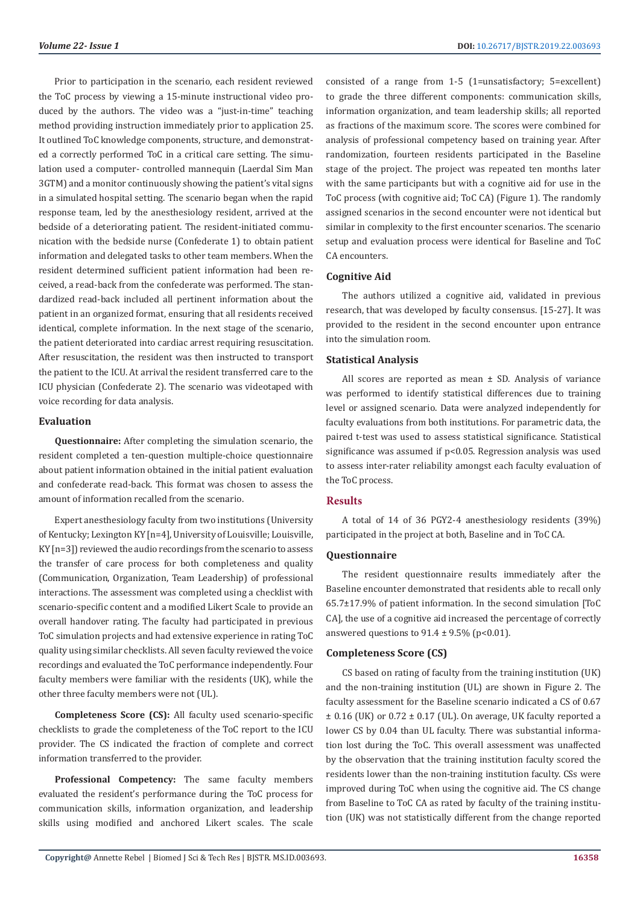Prior to participation in the scenario, each resident reviewed the ToC process by viewing a 15-minute instructional video produced by the authors. The video was a "just-in-time" teaching method providing instruction immediately prior to application 25. It outlined ToC knowledge components, structure, and demonstrated a correctly performed ToC in a critical care setting. The simulation used a computer- controlled mannequin (Laerdal Sim Man 3GTM) and a monitor continuously showing the patient's vital signs in a simulated hospital setting. The scenario began when the rapid response team, led by the anesthesiology resident, arrived at the bedside of a deteriorating patient. The resident-initiated communication with the bedside nurse (Confederate 1) to obtain patient information and delegated tasks to other team members. When the resident determined sufficient patient information had been received, a read-back from the confederate was performed. The standardized read-back included all pertinent information about the patient in an organized format, ensuring that all residents received identical, complete information. In the next stage of the scenario, the patient deteriorated into cardiac arrest requiring resuscitation. After resuscitation, the resident was then instructed to transport the patient to the ICU. At arrival the resident transferred care to the ICU physician (Confederate 2). The scenario was videotaped with voice recording for data analysis.

### Evaluation

**Questionnaire:** After completing the simulation scenario, the resident completed a ten-question multiple-choice questionnaire about patient information obtained in the initial patient evaluation and confederate read-back. This format was chosen to assess the amount of information recalled from the scenario.

Expert anesthesiology faculty from two institutions (University of Kentucky; Lexington KY [n=4], University of Louisville; Louisville, KY [n=3]) reviewed the audio recordings from the scenario to assess the transfer of care process for both completeness and quality (Communication, Organization, Team Leadership) of professional interactions. The assessment was completed using a checklist with scenario-specific content and a modified Likert Scale to provide an overall handover rating. The faculty had participated in previous ToC simulation projects and had extensive experience in rating ToC quality using similar checklists. All seven faculty reviewed the voice recordings and evaluated the ToC performance independently. Four faculty members were familiar with the residents (UK), while the other three faculty members were not (UL).

**Completeness Score (CS):** All faculty used scenario-specific checklists to grade the completeness of the ToC report to the ICU provider. The CS indicated the fraction of complete and correct information transferred to the provider.

**Professional Competency:** The same faculty members evaluated the resident's performance during the ToC process for communication skills, information organization, and leadership skills using modified and anchored Likert scales. The scale consisted of a range from 1-5 (1=unsatisfactory; 5=excellent) to grade the three different components: communication skills, information organization, and team leadership skills; all reported as fractions of the maximum score. The scores were combined for analysis of professional competency based on training year. After randomization, fourteen residents participated in the Baseline stage of the project. The project was repeated ten months later with the same participants but with a cognitive aid for use in the ToC process (with cognitive aid; ToC CA) (Figure 1). The randomly assigned scenarios in the second encounter were not identical but similar in complexity to the first encounter scenarios. The scenario setup and evaluation process were identical for Baseline and ToC CA encounters.

### Cognitive Aid

The authors utilized a cognitive aid, validated in previous research, that was developed by faculty consensus. [15-27]. It was provided to the resident in the second encounter upon entrance into the simulation room.

### Statistical Analysis

All scores are reported as mean ± SD. Analysis of variance was performed to identify statistical differences due to training level or assigned scenario. Data were analyzed independently for faculty evaluations from both institutions. For parametric data, the paired t-test was used to assess statistical significance. Statistical significance was assumed if $p<0.05$. Regression analysis was used to assess inter-rater reliability amongst each faculty evaluation of the ToC process.

## Results

A total of 14 of 36 PGY2-4 anesthesiology residents (39%) participated in the project at both, Baseline and in ToC CA.

### Questionnaire

The resident questionnaire results immediately after the Baseline encounter demonstrated that residents able to recall only 65.7±17.9% of patient information. In the second simulation [ToC CA], the use of a cognitive aid increased the percentage of correctly answered questions to 91.4 ± 9.5% ($p<0.01$).

### Completeness Score (CS)

CS based on rating of faculty from the training institution (UK) and the non-training institution (UL) are shown in Figure 2. The faculty assessment for the Baseline scenario indicated a CS of 0.67 ± 0.16 (UK) or 0.72 ± 0.17 (UL). On average, UK faculty reported a lower CS by 0.04 than UL faculty. There was substantial information lost during the ToC. This overall assessment was unaffected by the observation that the training institution faculty scored the residents lower than the non-training institution faculty. CSs were improved during ToC when using the cognitive aid. The CS change from Baseline to ToC CA as rated by faculty of the training institution (UK) was not statistically different from the change reported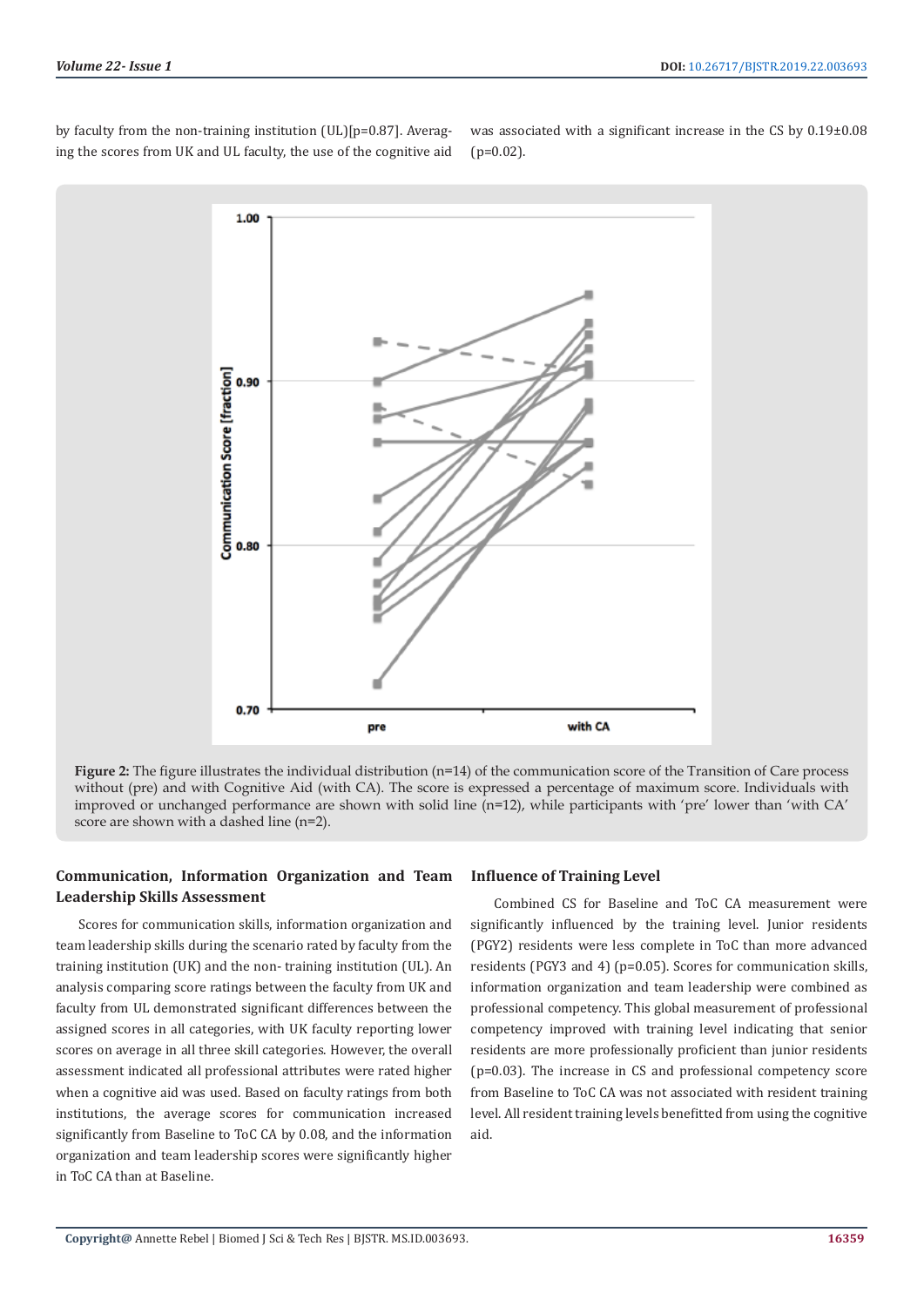by faculty from the non-training institution (UL)[p=0.87]. Averaging the scores from UK and UL faculty, the use of the cognitive aid was associated with a significant increase in the CS by 0.19±0.08 (p=0.02).

**Figure 2:** The figure illustrates the individual distribution (n=14) of the communication score of the Transition of Care process without (pre) and with Cognitive Aid (with CA). The score is expressed a percentage of maximum score. Individuals with improved or unchanged performance are shown with solid line (n=12), while participants with 'pre' lower than 'with CA' score are shown with a dashed line (n=2).

## Communication, Information Organization and Team Leadership Skills Assessment

Scores for communication skills, information organization and team leadership skills during the scenario rated by faculty from the training institution (UK) and the non- training institution (UL). An analysis comparing score ratings between the faculty from UK and faculty from UL demonstrated significant differences between the assigned scores in all categories, with UK faculty reporting lower scores on average in all three skill categories. However, the overall assessment indicated all professional attributes were rated higher when a cognitive aid was used. Based on faculty ratings from both institutions, the average scores for communication increased significantly from Baseline to ToC CA by 0.08, and the information organization and team leadership scores were significantly higher in ToC CA than at Baseline.

## Influence of Training Level

Combined CS for Baseline and ToC CA measurement were significantly influenced by the training level. Junior residents (PGY2) residents were less complete in ToC than more advanced residents (PGY3 and 4) (p=0.05). Scores for communication skills, information organization and team leadership were combined as professional competency. This global measurement of professional competency improved with training level indicating that senior residents are more professionally proficient than junior residents (p=0.03). The increase in CS and professional competency score from Baseline to ToC CA was not associated with resident training level. All resident training levels benefitted from using the cognitive aid.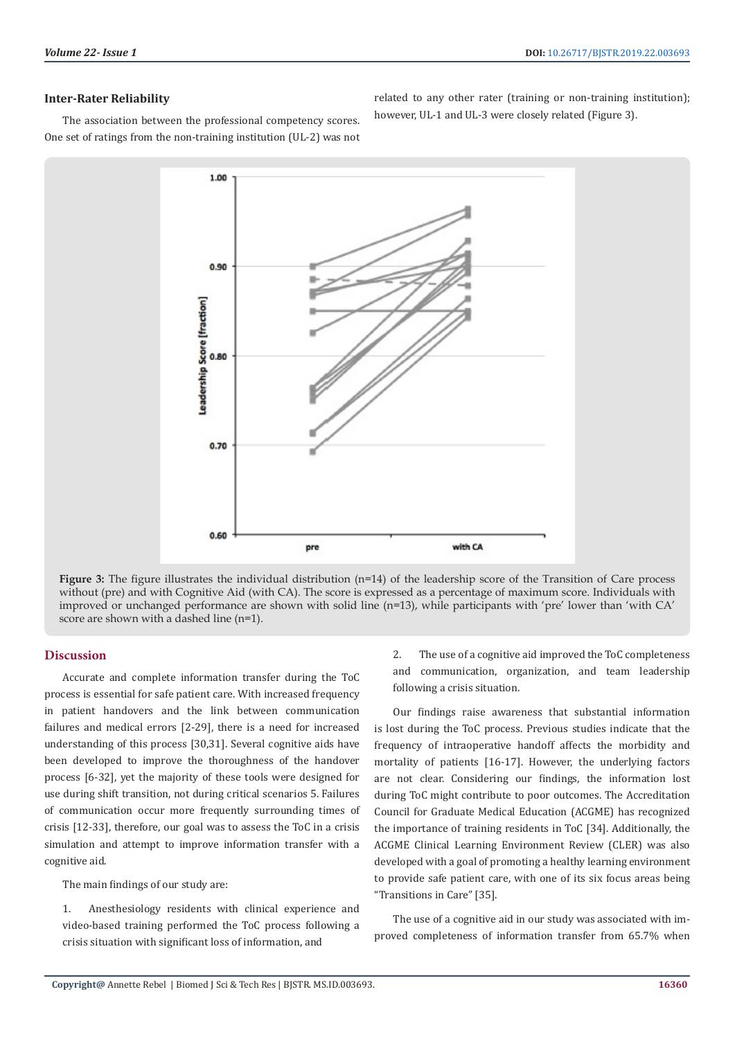### Inter-Rater Reliability

The association between the professional competency scores. One set of ratings from the non-training institution (UL-2) was not related to any other rater (training or non-training institution); however, UL-1 and UL-3 were closely related (Figure 3).

**Figure 3:** The figure illustrates the individual distribution (n=14) of the leadership score of the Transition of Care process without (pre) and with Cognitive Aid (with CA). The score is expressed as a percentage of maximum score. Individuals with improved or unchanged performance are shown with solid line (n=13), while participants with 'pre' lower than 'with CA' score are shown with a dashed line (n=1).

## Discussion

Accurate and complete information transfer during the ToC process is essential for safe patient care. With increased frequency in patient handovers and the link between communication failures and medical errors [2-29], there is a need for increased understanding of this process [30,31]. Several cognitive aids have been developed to improve the thoroughness of the handover process [6-32], yet the majority of these tools were designed for use during shift transition, not during critical scenarios 5. Failures of communication occur more frequently surrounding times of crisis [12-33], therefore, our goal was to assess the ToC in a crisis simulation and attempt to improve information transfer with a cognitive aid.

The main findings of our study are:

1. Anesthesiology residents with clinical experience and video-based training performed the ToC process following a crisis situation with significant loss of information, and
2. The use of a cognitive aid improved the ToC completeness and communication, organization, and team leadership following a crisis situation.

Our findings raise awareness that substantial information is lost during the ToC process. Previous studies indicate that the frequency of intraoperative handoff affects the morbidity and mortality of patients [16-17]. However, the underlying factors are not clear. Considering our findings, the information lost during ToC might contribute to poor outcomes. The Accreditation Council for Graduate Medical Education (ACGME) has recognized the importance of training residents in ToC [34]. Additionally, the ACGME Clinical Learning Environment Review (CLER) was also developed with a goal of promoting a healthy learning environment to provide safe patient care, with one of its six focus areas being "Transitions in Care" [35].

The use of a cognitive aid in our study was associated with improved completeness of information transfer from 65.7% when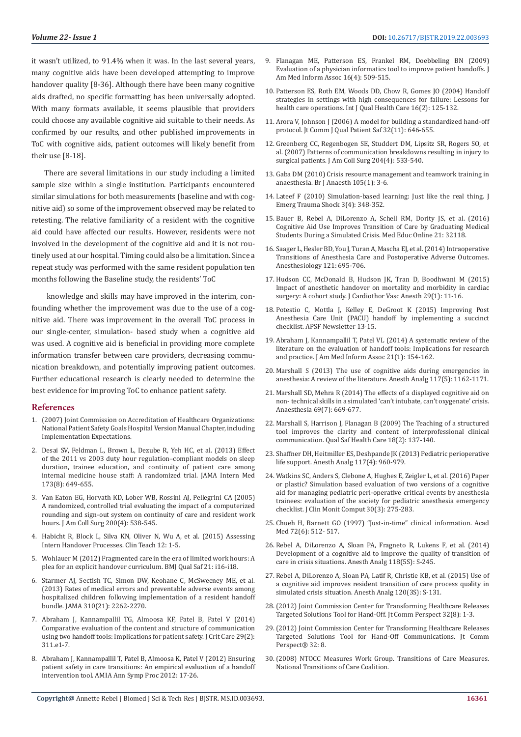it wasn't utilized, to 91.4% when it was. In the last several years, many cognitive aids have been developed attempting to improve handover quality [8-36]. Although there have been many cognitive aids drafted, no specific formatting has been universally adopted. With many formats available, it seems plausible that providers could choose any available cognitive aid suitable to their needs. As confirmed by our results, and other published improvements in ToC with cognitive aids, patient outcomes will likely benefit from their use [8-18].

There are several limitations in our study including a limited sample size within a single institution. Participants encountered similar simulations for both measurements (baseline and with cognitive aid) so some of the improvement observed may be related to retesting. The relative familiarity of a resident with the cognitive aid could have affected our results. However, residents were not involved in the development of the cognitive aid and it is not routinely used at our hospital. Timing could also be a limitation. Since a repeat study was performed with the same resident population ten months following the Baseline study, the residents' ToC knowledge and skills may have improved in the interim, confounding whether the improvement was due to the use of a cognitive aid. There was improvement in the overall ToC process in our single-center, simulation- based study when a cognitive aid was used. A cognitive aid is beneficial in providing more complete information transfer between care providers, decreasing communication breakdown, and potentially improving patient outcomes. Further educational research is clearly needed to determine the best evidence for improving ToC to enhance patient safety.

## References

1. (2007) Joint Commission on Accreditation of Healthcare Organizations: National Patient Safety Goals Hospital Version Manual Chapter, including Implementation Expectations.
2. Desai SV, Feldman L, Brown L, Dezube R, Yeh HC, et al. (2013) Effect of the 2011 vs 2003 duty hour regulation–compliant models on sleep duration, trainee education, and continuity of patient care among internal medicine house staff: A randomized trial. JAMA Intern Med 173(8): 649-655.
3. Van Eaton EG, Horvath KD, Lober WB, Rossini AJ, Pellegrini CA (2005) A randomized, controlled trial evaluating the impact of a computerized rounding and sign-out system on continuity of care and resident work hours. J Am Coll Surg 200(4): 538-545.
4. Habicht R, Block L, Silva KN, Oliver N, Wu A, et al. (2015) Assessing Intern Handover Processes. Clin Teach 12: 1-5.
5. Wohlauer M (2012) Fragmented care in the era of limited work hours: A plea for an explicit handover curriculum. BMJ Qual Saf 21: i16-i18.
6. Starmer AJ, Sectish TC, Simon DW, Keohane C, McSweeney ME, et al. (2013) Rates of medical errors and preventable adverse events among hospitalized children following implementation of a resident handoff bundle. JAMA 310(21): 2262-2270.
7. Abraham J, Kannampallil TG, Almoosa KF, Patel B, Patel V (2014) Comparative evaluation of the content and structure of communication using two handoff tools: Implications for patient safety. J Crit Care 29(2): 311.e1-7.
8. Abraham J, Kannampallil T, Patel B, Almoosa K, Patel V (2012) Ensuring patient safety in care transitions: An empirical evaluation of a handoff intervention tool. AMIA Ann Symp Proc 2012: 17-26.
9. Flanagan ME, Patterson ES, Frankel RM, Doebbeling BN (2009) Evaluation of a physician informatics tool to improve patient handoffs. J Am Med Inform Assoc 16(4): 509-515.
10. Patterson ES, Roth EM, Woods DD, Chow R, Gomes JO (2004) Handoff strategies in settings with high consequences for failure: Lessons for health care operations. Int J Qual Health Care 16(2): 125-132.
11. Arora V, Johnson J (2006) A model for building a standardized hand-off protocol. Jt Comm J Qual Patient Saf 32(11): 646-655.
12. Greenberg CC, Regenbogen SE, Studdert DM, Lipsitz SR, Rogers SO, et al. (2007) Patterns of communication breakdowns resulting in injury to surgical patients. J Am Coll Surg 204(4): 533-540.
13. Gaba DM (2010) Crisis resource management and teamwork training in anaesthesia. Br J Anaesth 105(1): 3-6.
14. Lateef F (2010) Simulation-based learning: Just like the real thing. J Emerg Trauma Shock 3(4): 348-352.
15. Bauer B, Rebel A, DiLorenzo A, Schell RM, Dority JS, et al. (2016) Cognitive Aid Use Improves Transition of Care by Graduating Medical Students During a Simulated Crisis. Med Educ Online 21: 32118.
16. Saager L, Hesler BD, You J, Turan A, Mascha EJ, et al. (2014) Intraoperative Transitions of Anesthesia Care and Postoperative Adverse Outcomes. Anesthesiology 121: 695-706.
17. Hudson CC, McDonald B, Hudson JK, Tran D, Boodhwani M (2015) Impact of anesthetic handover on mortality and morbidity in cardiac surgery: A cohort study. J Cardiothor Vasc Anesth 29(1): 11-16.
18. Potestio C, Mottla J, Kelley E, DeGroot K (2015) Improving Post Anesthesia Care Unit (PACU) handoff by implementing a succinct checklist. APSF Newsletter 13-15.
19. Abraham J, Kannampallil T, Patel VL (2014) A systematic review of the literature on the evaluation of handoff tools: Implications for research and practice. J Am Med Inform Assoc 21(1): 154-162.
20. Marshall S (2013) The use of cognitive aids during emergencies in anesthesia: A review of the literature. Anesth Analg 117(5): 1162-1171.
21. Marshall SD, Mehra R (2014) The effects of a displayed cognitive aid on non- technical skills in a simulated 'can't intubate, can't oxygenate' crisis. Anaesthesia 69(7): 669-677.
22. Marshall S, Harrison J, Flanagan B (2009) The Teaching of a structured tool improves the clarity and content of interprofessional clinical communication. Qual Saf Health Care 18(2): 137-140.
23. Shaffner DH, Heitmiller ES, Deshpande JK (2013) Pediatric perioperative life support. Anesth Analg 117(4): 960-979.
24. Watkins SC, Anders S, Clebone A, Hughes E, Zeigler L, et al. (2016) Paper or plastic? Simulation based evaluation of two versions of a cognitive aid for managing pediatric peri-operative critical events by anesthesia trainees: evaluation of the society for pediatric anesthesia emergency checklist. J Clin Monit Comput 30(3): 275-283.
25. Chueh H, Barnett GO (1997) "Just-in-time" clinical information. Acad Med 72(6): 512- 517.
26. Rebel A, DiLorenzo A, Sloan PA, Fragneto R, Lukens F, et al. (2014) Development of a cognitive aid to improve the quality of transition of care in crisis situations. Anesth Analg 118(5S): S-245.
27. Rebel A, DiLorenzo A, Sloan PA, Latif R, Christie KB, et al. (2015) Use of a cognitive aid improves resident transition of care process quality in simulated crisis situation. Anesth Analg 120(3S): S-131.
28. (2012) Joint Commission Center for Transforming Healthcare Releases Targeted Solutions Tool for Hand-Off. Jt Comm Perspect 32(8): 1-3.
29. (2012) Joint Commission Center for Transforming Healthcare Releases Targeted Solutions Tool for Hand-Off Communications. Jt Comm Perspect® 32: 8.
30. (2008) NTOCC Measures Work Group. Transitions of Care Measures. National Transitions of Care Coalition.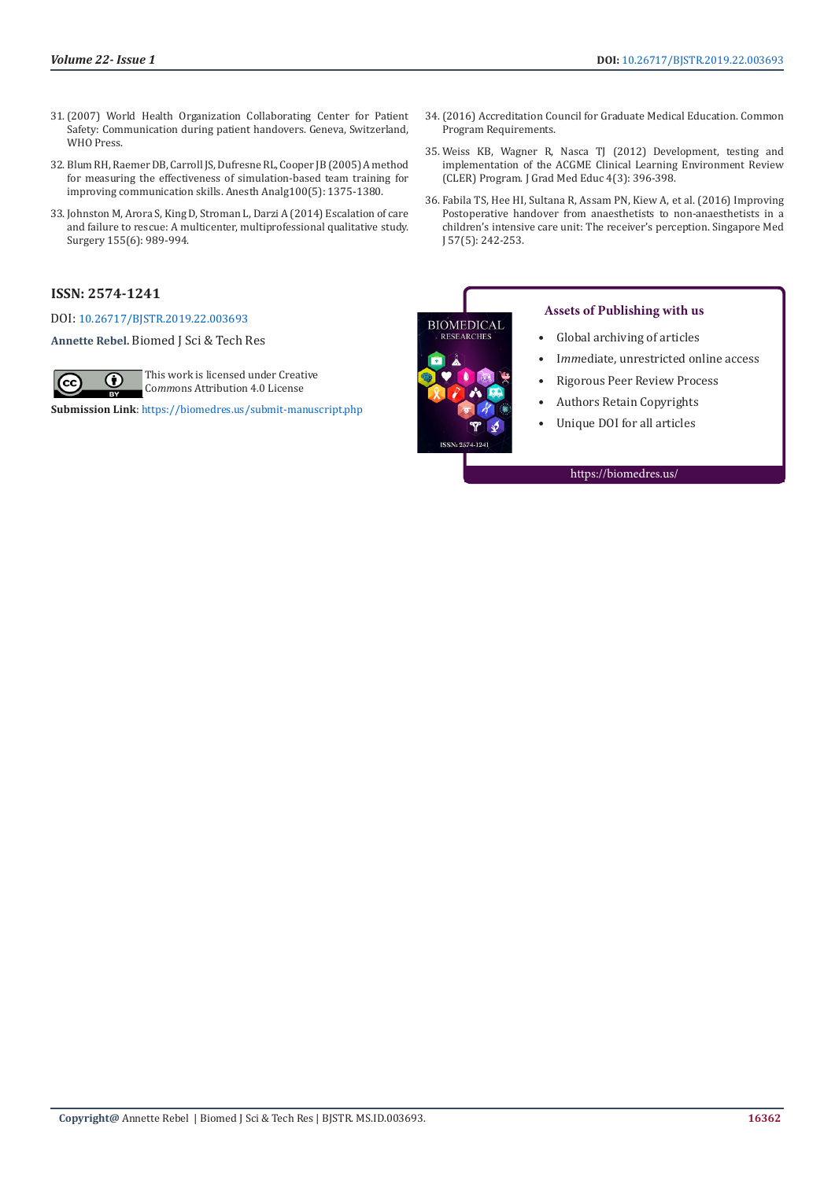31. (2007) World Health Organization Collaborating Center for Patient Safety: Communication during patient handovers. Geneva, Switzerland, WHO Press.
32. Blum RH, Raemer DB, Carroll JS, Dufresne RL, Cooper JB (2005) A method for measuring the effectiveness of simulation-based team training for improving communication skills. Anesth Analg100(5): 1375-1380.
33. Johnston M, Arora S, King D, Stroman L, Darzi A (2014) Escalation of care and failure to rescue: A multicenter, multiprofessional qualitative study. Surgery 155(6): 989-994.
34. (2016) Accreditation Council for Graduate Medical Education. Common Program Requirements.
35. Weiss KB, Wagner R, Nasca TJ (2012) Development, testing and implementation of the ACGME Clinical Learning Environment Review (CLER) Program. J Grad Med Educ 4(3): 396-398.
36. Fabila TS, Hee HI, Sultana R, Assam PN, Kiew A, et al. (2016) Improving Postoperative handover from anaesthetists to non-anaesthetists in a children's intensive care unit: The receiver's perception. Singapore Med J 57(5): 242-253.

**ISSN: 2574-1241**

DOI: 10.26717/BJSTR.2019.22.003693

**Annette Rebel.** Biomed J Sci & Tech Res

This work is licensed under Creative Commons Attribution 4.0 License

**Submission Link**: https://biomedres.us/submit-manuscript.php

BIOMEDICAL RESEARCHES

ISSN: 2574-1241

**Assets of Publishing with us**

- Global archiving of articles
- Immediate, unrestricted online access
- Rigorous Peer Review Process
- Authors Retain Copyrights
- Unique DOI for all articles

https://biomedres.us/